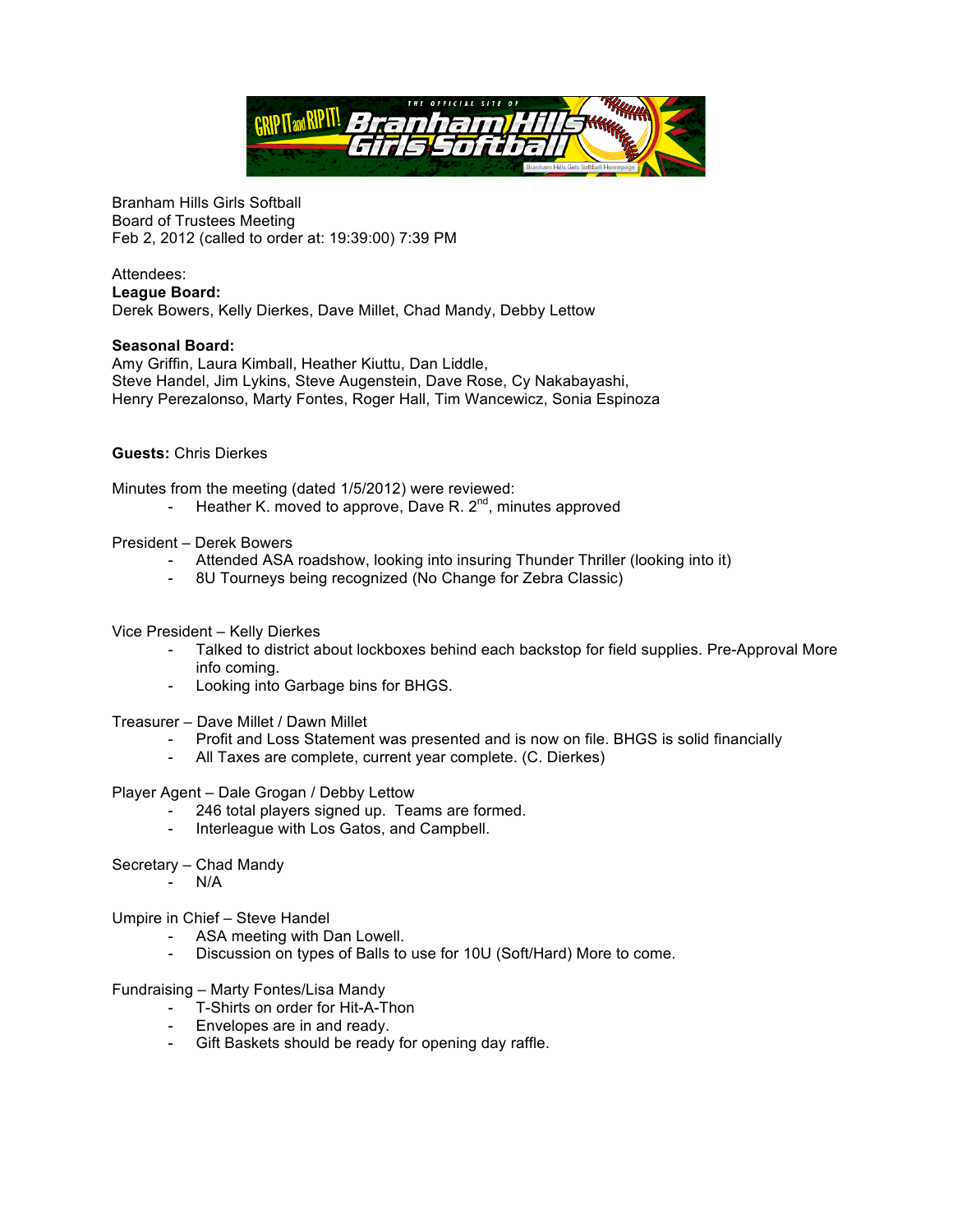Branham Hills Girls Softball
Board of Trustees Meeting
Feb 2, 2012 (called to order at: 19:39:00) 7:39 PM

Attendees:
**League Board:**
Derek Bowers, Kelly Dierkes, Dave Millet, Chad Mandy, Debby Lettow

**Seasonal Board:**
Amy Griffin, Laura Kimball, Heather Kiuttu, Dan Liddle,
Steve Handel, Jim Lykins, Steve Augenstein, Dave Rose, Cy Nakabayashi,
Henry Perezalonso, Marty Fontes, Roger Hall, Tim Wancewicz, Sonia Espinoza

**Guests:** Chris Dierkes

Minutes from the meeting (dated 1/5/2012) were reviewed:
- Heather K. moved to approve, Dave R. 2nd, minutes approved

President – Derek Bowers
- Attended ASA roadshow, looking into insuring Thunder Thriller (looking into it)
- 8U Tourneys being recognized (No Change for Zebra Classic)

Vice President – Kelly Dierkes
- Talked to district about lockboxes behind each backstop for field supplies. Pre-Approval More info coming.
- Looking into Garbage bins for BHGS.

Treasurer – Dave Millet / Dawn Millet
- Profit and Loss Statement was presented and is now on file. BHGS is solid financially
- All Taxes are complete, current year complete. (C. Dierkes)

Player Agent – Dale Grogan / Debby Lettow
- 246 total players signed up. Teams are formed.
- Interleague with Los Gatos, and Campbell.

Secretary – Chad Mandy
- N/A

Umpire in Chief – Steve Handel
- ASA meeting with Dan Lowell.
- Discussion on types of Balls to use for 10U (Soft/Hard) More to come.

Fundraising – Marty Fontes/Lisa Mandy
- T-Shirts on order for Hit-A-Thon
- Envelopes are in and ready.
- Gift Baskets should be ready for opening day raffle.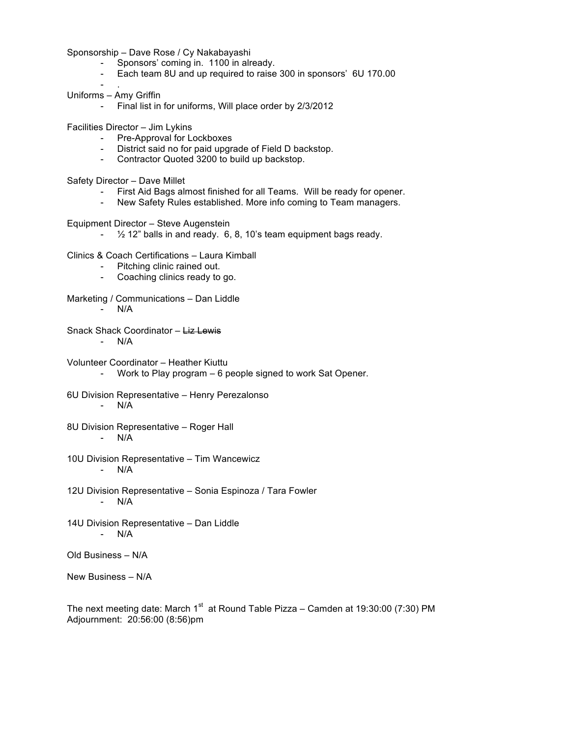Sponsorship – Dave Rose / Cy Nakabayashi

- Sponsors' coming in. 1100 in already.
- Each team 8U and up required to raise 300 in sponsors' 6U 170.00
- .

Uniforms – Amy Griffin

- Final list in for uniforms, Will place order by 2/3/2012

Facilities Director – Jim Lykins

- Pre-Approval for Lockboxes
- District said no for paid upgrade of Field D backstop.
- Contractor Quoted 3200 to build up backstop.

Safety Director – Dave Millet

- First Aid Bags almost finished for all Teams. Will be ready for opener.
- New Safety Rules established. More info coming to Team managers.

Equipment Director – Steve Augenstein

- ½ 12" balls in and ready. 6, 8, 10's team equipment bags ready.

Clinics & Coach Certifications – Laura Kimball

- Pitching clinic rained out.
- Coaching clinics ready to go.

Marketing / Communications – Dan Liddle

- N/A

Snack Shack Coordinator – ~~Liz Lewis~~

- N/A

Volunteer Coordinator – Heather Kiuttu

- Work to Play program – 6 people signed to work Sat Opener.

6U Division Representative – Henry Perezalonso

- N/A

8U Division Representative – Roger Hall

- N/A

10U Division Representative – Tim Wancewicz

- N/A

12U Division Representative – Sonia Espinoza / Tara Fowler

- N/A

14U Division Representative – Dan Liddle

- N/A

Old Business – N/A

New Business – N/A

The next meeting date: March 1st at Round Table Pizza – Camden at 19:30:00 (7:30) PM
Adjournment: 20:56:00 (8:56)pm